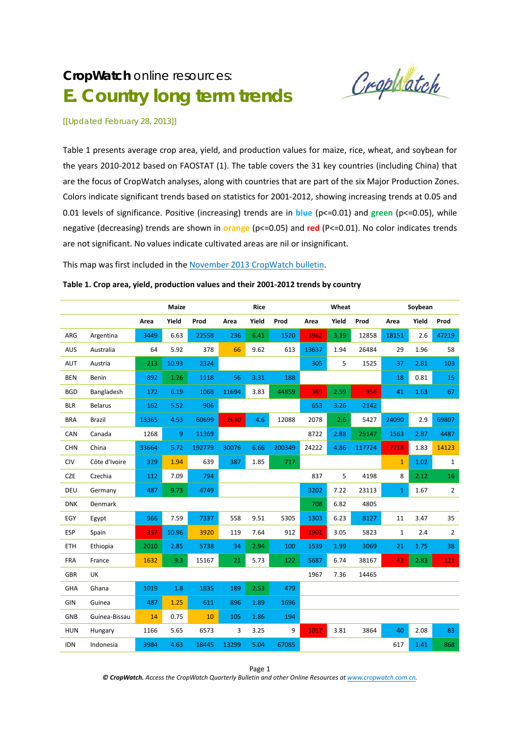**CropWatch** online resources:

# E. Country long term trends

[[Updated February 28, 2013]]

Table 1 presents average crop area, yield, and production values for maize, rice, wheat, and soybean for the years 2010-2012 based on FAOSTAT (1). The table covers the 31 key countries (including China) that are the focus of CropWatch analyses, along with countries that are part of the six Major Production Zones. Colors indicate significant trends based on statistics for 2001-2012, showing increasing trends at 0.05 and 0.01 levels of significance. Positive (increasing) trends are in **blue** ($p<=0.01$) and **green** ($p<=0.05$), while negative (decreasing) trends are shown in **orange** ($p<=0.05$) and **red** ($P<=0.01$). No color indicates trends are not significant. No values indicate cultivated areas are nil or insignificant.

This map was first included in the November 2013 CropWatch bulletin.

**Table 1. Crop area, yield, production values and their 2001-2012 trends by country**

| | | Maize | | | Rice | | | Wheat | | | Soybean | | |
|---|---|---|---|---|---|---|---|---|---|---|---|---|---|
| | | Area | Yield | Prod | Area | Yield | Prod | Area | Yield | Prod | Area | Yield | Prod |
| ARG | Argentina | 3449 | 6.63 | 22558 | 236 | 6.41 | 1520 | 3962 | 3.19 | 12858 | 18151 | 2.6 | 47219 |
| AUS | Australia | 64 | 5.92 | 378 | 66 | 9.62 | 613 | 13637 | 1.94 | 26484 | 29 | 1.96 | 58 |
| AUT | Austria | 213 | 10.93 | 2324 | | | | 305 | 5 | 1525 | 37 | 2.81 | 103 |
| BEN | Benin | 892 | 1.26 | 1118 | 56 | 3.31 | 188 | | | | 18 | 0.81 | 15 |
| BGD | Bangladesh | 172 | 6.19 | 1068 | 11694 | 3.83 | 44859 | 369 | 2.59 | 956 | 41 | 1.63 | 67 |
| BLR | Belarus | 162 | 5.52 | 906 | | | | 653 | 3.26 | 2142 | | | |
| BRA | Brazil | 13365 | 4.53 | 60699 | 2630 | 4.6 | 12088 | 2078 | 2.6 | 5427 | 24090 | 2.9 | 69807 |
| CAN | Canada | 1268 | 9 | 11369 | | | | 8722 | 2.88 | 25147 | 1563 | 2.87 | 4487 |
| CHN | China | 33664 | 5.72 | 192779 | 30076 | 6.66 | 200349 | 24222 | 4.86 | 117724 | 7718 | 1.83 | 14123 |
| CIV | Côte d'Ivoire | 329 | 1.94 | 639 | 387 | 1.85 | 717 | | | | 1 | 1.02 | 1 |
| CZE | Czechia | 112 | 7.09 | 794 | | | | 837 | 5 | 4198 | 8 | 2.12 | 16 |
| DEU | Germany | 487 | 9.73 | 4749 | | | | 3202 | 7.22 | 23113 | 1 | 1.67 | 2 |
| DNK | Denmark | | | | | | | 708 | 6.82 | 4805 | | | |
| EGY | Egypt | 966 | 7.59 | 7337 | 558 | 9.51 | 5305 | 1303 | 6.23 | 8127 | 11 | 3.47 | 35 |
| ESP | Spain | 357 | 10.96 | 3920 | 119 | 7.64 | 912 | 1901 | 3.05 | 5823 | 1 | 2.4 | 2 |
| ETH | Ethiopia | 2010 | 2.85 | 5738 | 34 | 2.94 | 100 | 1539 | 1.99 | 3069 | 21 | 1.75 | 38 |
| FRA | France | 1632 | 9.3 | 15167 | 21 | 5.73 | 122 | 5687 | 6.74 | 38167 | 43 | 2.83 | 121 |
| GBR | UK | | | | | | | 1967 | 7.36 | 14465 | | | |
| GHA | Ghana | 1019 | 1.8 | 1835 | 189 | 2.53 | 479 | | | | | | |
| GIN | Guinea | 487 | 1.25 | 611 | 896 | 1.89 | 1696 | | | | | | |
| GNB | Guinea-Bissau | 14 | 0.75 | 10 | 105 | 1.86 | 194 | | | | | | |
| HUN | Hungary | 1166 | 5.65 | 6573 | 3 | 3.25 | 9 | 1017 | 3.81 | 3864 | 40 | 2.08 | 83 |
| IDN | Indonesia | 3984 | 4.63 | 18445 | 13299 | 5.04 | 67085 | | | | 617 | 1.41 | 868 |

*© CropWatch. Access the CropWatch Quarterly Bulletin and other Online Resources at www.cropwatch.com.cn.*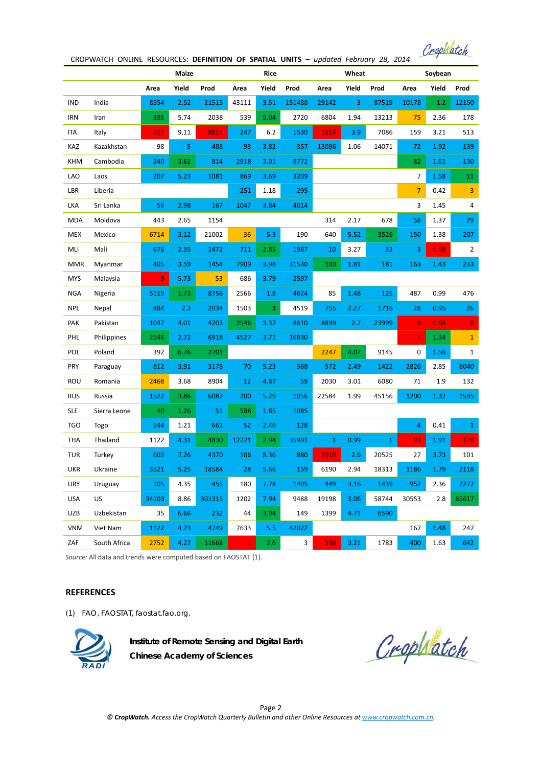| | | Maize | | | Rice | | | Wheat | | | Soybean | | |
|---|---|---|---|---|---|---|---|---|---|---|---|---|---|
| | | Area | Yield | Prod | Area | Yield | Prod | Area | Yield | Prod | Area | Yield | Prod |
| IND | India | 8554 | 2.52 | 21515 | 43111 | 3.51 | 151488 | 29142 | 3 | 87519 | 10178 | 1.2 | 12150 |
| IRN | Iran | 388 | 5.74 | 2038 | 539 | 5.04 | 2720 | 6804 | 1.94 | 13213 | 75 | 2.36 | 178 |
| ITA | Italy | 967 | 9.11 | 8814 | 247 | 6.2 | 1530 | 1814 | 3.9 | 7086 | 159 | 3.21 | 513 |
| KAZ | Kazakhstan | 98 | 5 | 488 | 93 | 3.82 | 357 | 13096 | 1.06 | 14071 | 72 | 1.92 | 139 |
| KHM | Cambodia | 240 | 3.62 | 814 | 2918 | 3.01 | 8772 | | | | 82 | 1.61 | 130 |
| LAO | Laos | 207 | 5.23 | 1081 | 869 | 3.69 | 3209 | | | | 7 | 1.58 | 11 |
| LBR | Liberia | | | | 251 | 1.18 | 295 | | | | 7 | 0.42 | 3 |
| LKA | Sri Lanka | 56 | 2.98 | 167 | 1047 | 3.84 | 4014 | | | | 3 | 1.45 | 4 |
| MDA | Moldova | 443 | 2.65 | 1154 | | | | 314 | 2.17 | 678 | 58 | 1.37 | 79 |
| MEX | Mexico | 6714 | 3.12 | 21002 | 36 | 5.3 | 190 | 640 | 5.52 | 3526 | 150 | 1.38 | 207 |
| MLI | Mali | 676 | 2.35 | 1472 | 711 | 2.85 | 1987 | 10 | 3.27 | 33 | 3 | 0.68 | 2 |
| MMR | Myanmar | 405 | 3.59 | 1454 | 7909 | 3.98 | 31530 | 100 | 1.81 | 181 | 163 | 1.43 | 233 |
| MYS | Malaysia | 9 | 5.73 | 53 | 686 | 3.79 | 2597 | | | | | | |
| NGA | Nigeria | 5119 | 1.73 | 8756 | 2566 | 1.8 | 4624 | 85 | 1.48 | 125 | 487 | 0.99 | 476 |
| NPL | Nepal | 884 | 2.3 | 2034 | 1503 | 3 | 4519 | 755 | 2.27 | 1716 | 28 | 0.95 | 26 |
| PAK | Pakistan | 1047 | 4.01 | 4203 | 2546 | 3.37 | 8610 | 8899 | 2.7 | 23999 | 0 | 0.68 | 0 |
| PHL | Philippines | 2546 | 2.72 | 6918 | 4527 | 3.71 | 16830 | | | | 1 | 1.34 | 1 |
| POL | Poland | 392 | 6.76 | 2701 | | | | 2247 | 4.07 | 9145 | 0 | 1.56 | 1 |
| PRY | Paraguay | 812 | 3.91 | 3178 | 70 | 5.23 | 368 | 572 | 2.49 | 1422 | 2826 | 2.85 | 8040 |
| ROU | Romania | 2468 | 3.68 | 8904 | 12 | 4.87 | 59 | 2030 | 3.01 | 6080 | 71 | 1.9 | 132 |
| RUS | Russia | 1522 | 3.86 | 6087 | 200 | 5.29 | 1056 | 22584 | 1.99 | 45156 | 1200 | 1.32 | 1595 |
| SLE | Sierra Leone | 40 | 1.26 | 51 | 588 | 1.85 | 1085 | | | | | | |
| TGO | Togo | 544 | 1.21 | 661 | 52 | 2.46 | 128 | | | | 4 | 0.41 | 1 |
| THA | Thailand | 1122 | 4.31 | 4830 | 12221 | 2.94 | 35991 | 1 | 0.99 | 1 | 93 | 1.91 | 178 |
| TUR | Turkey | 602 | 7.26 | 4370 | 106 | 8.36 | 880 | 7910 | 2.6 | 20525 | 27 | 3.73 | 101 |
| UKR | Ukraine | 3521 | 5.25 | 18584 | 28 | 5.66 | 159 | 6190 | 2.94 | 18313 | 1186 | 1.79 | 2118 |
| URY | Uruguay | 105 | 4.35 | 455 | 180 | 7.78 | 1405 | 449 | 3.16 | 1439 | 952 | 2.36 | 2277 |
| USA | US | 34103 | 8.86 | 301315 | 1202 | 7.94 | 9488 | 19198 | 3.06 | 58744 | 30553 | 2.8 | 85617 |
| UZB | Uzbekistan | 35 | 6.66 | 232 | 44 | 3.94 | 149 | 1399 | 4.71 | 6590 | | | |
| VNM | Viet Nam | 1122 | 4.23 | 4749 | 7633 | 5.5 | 42022 | | | | 167 | 1.48 | 247 |
| ZAF | South Africa | 2752 | 4.27 | 11668 | 1 | 2.6 | 3 | 558 | 3.21 | 1783 | 400 | 1.63 | 642 |

*Source:* All data and trends were computed based on FAOSTAT (1).

## REFERENCES

(1) FAO, FAOSTAT, faostat.fao.org.

**Institute of Remote Sensing and Digital Earth**
**Chinese Academy of Sciences**

***© CropWatch.*** *Access the CropWatch Quarterly Bulletin and other Online Resources at www.cropwatch.com.cn.*